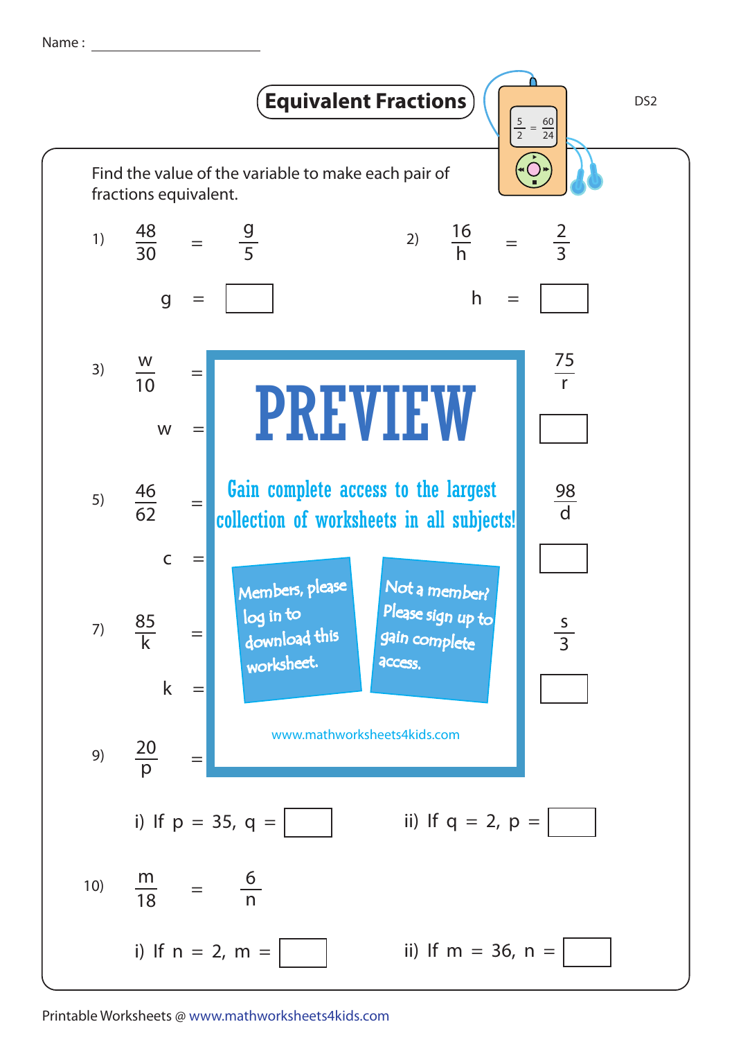Name : ____________________

# Equivalent Fractions

DS2

Find the value of the variable to make each pair of fractions equivalent.

1) $\frac{48}{30} = \frac{g}{5}$

g = ☐

2) $\frac{16}{h} = \frac{2}{3}$

h = ☐

3) $\frac{w}{10} =$

w = ☐

$\frac{75}{r}$

☐

5) $\frac{46}{62} =$

c = ☐

$\frac{98}{d}$

☐

7) $\frac{85}{k} =$

k = ☐

$\frac{s}{3}$

☐

9) $\frac{20}{p} =$

i) If p = 35, q = ☐

ii) If q = 2, p = ☐

10) $\frac{m}{18} = \frac{6}{n}$

i) If n = 2, m = ☐

ii) If m = 36, n = ☐

PREVIEW

Gain complete access to the largest collection of worksheets in all subjects!

Members, please log in to download this worksheet.

Not a member? Please sign up to gain complete access.

www.mathworksheets4kids.com

Printable Worksheets @ www.mathworksheets4kids.com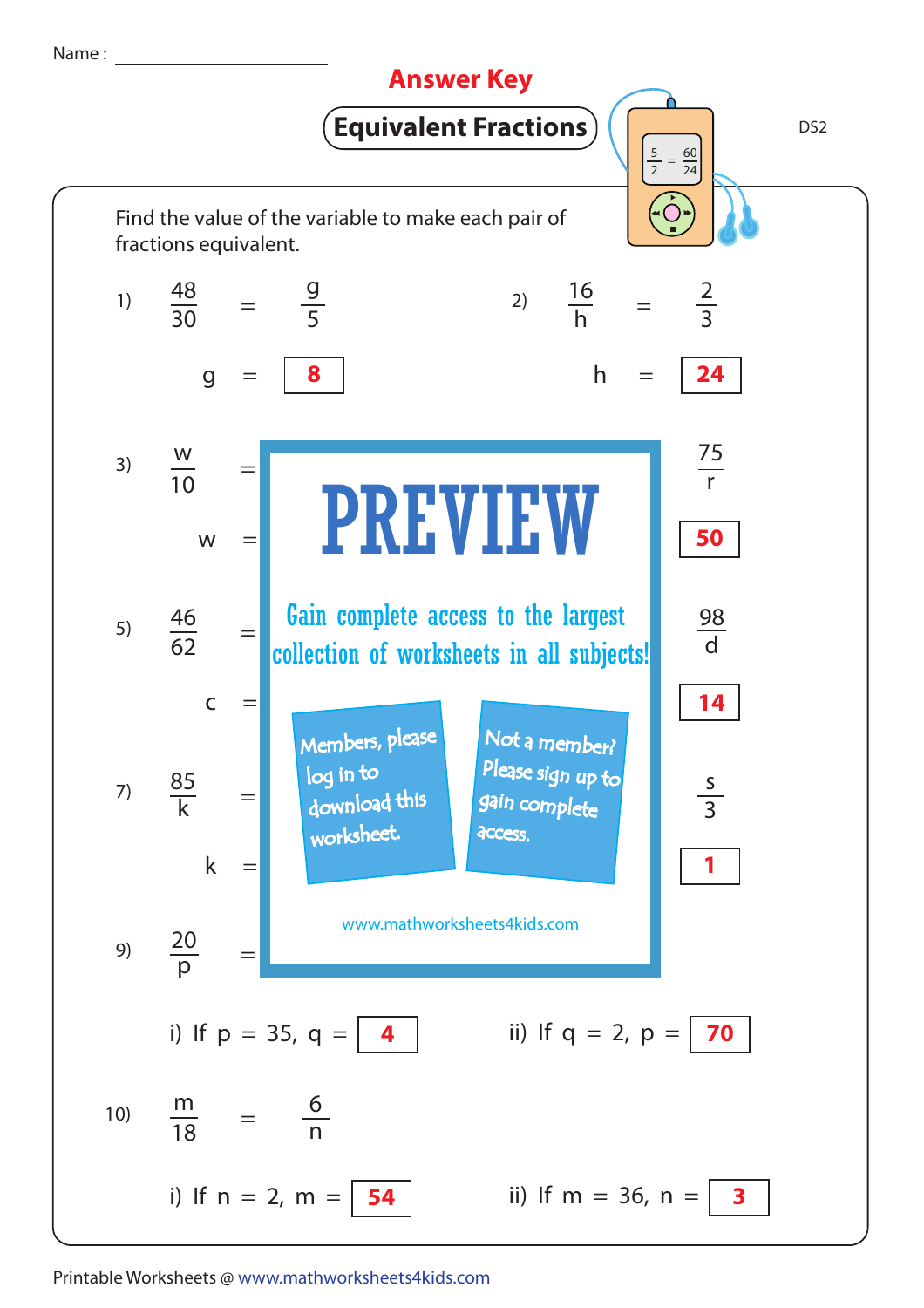Name : ____________________

**Answer Key**

# Equivalent Fractions

DS2

Find the value of the variable to make each pair of fractions equivalent.

1) $\frac{48}{30} = \frac{g}{5}$

g = **8**

2) $\frac{16}{h} = \frac{2}{3}$

h = **24**

3) $\frac{w}{10} =$ ... $\frac{75}{r}$

w = ... **50**

5) $\frac{46}{62} =$ ... $\frac{98}{d}$

c = ... **14**

7) $\frac{85}{k} =$ ... $\frac{s}{3}$

k = ... **1**

9) $\frac{20}{p} =$

i) If p = 35, q = **4**

ii) If q = 2, p = **70**

10) $\frac{m}{18} = \frac{6}{n}$

i) If n = 2, m = **54**

ii) If m = 36, n = **3**

**PREVIEW**

Gain complete access to the largest collection of worksheets in all subjects!

Members, please log in to download this worksheet.

Not a member? Please sign up to gain complete access.

www.mathworksheets4kids.com

Printable Worksheets @ www.mathworksheets4kids.com